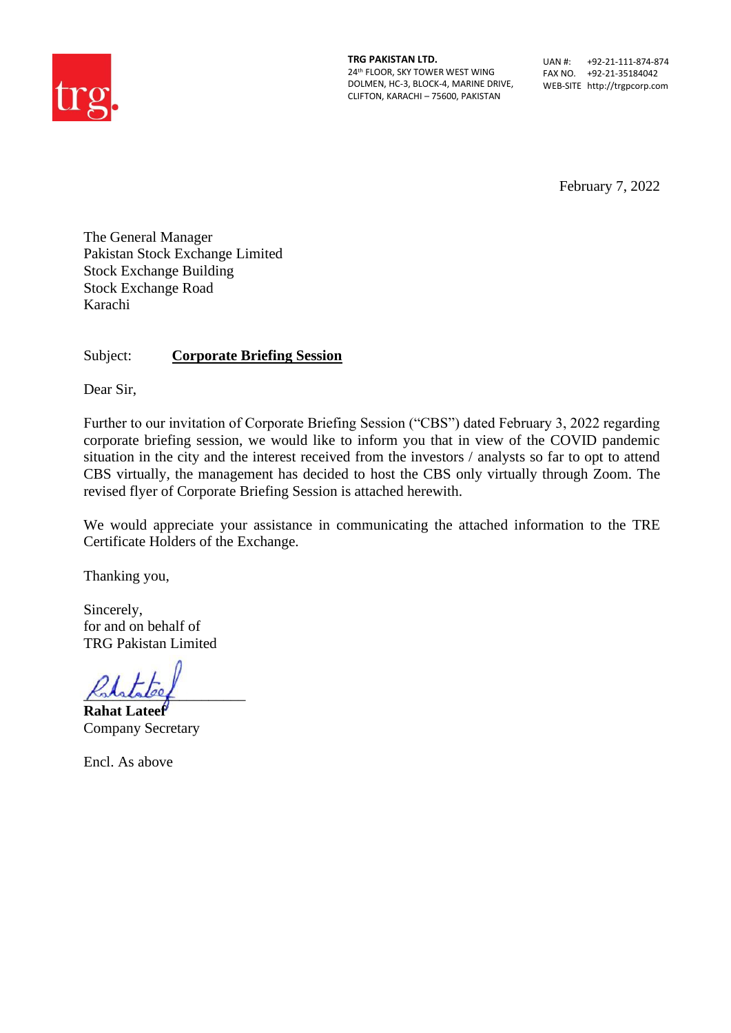**TRG PAKISTAN LTD.**
24th FLOOR, SKY TOWER WEST WING
DOLMEN, HC-3, BLOCK-4, MARINE DRIVE,
CLIFTON, KARACHI – 75600, PAKISTAN

UAN #: +92-21-111-874-874
FAX NO. +92-21-35184042
WEB-SITE http://trgpcorp.com

February 7, 2022

The General Manager
Pakistan Stock Exchange Limited
Stock Exchange Building
Stock Exchange Road
Karachi

Subject: **Corporate Briefing Session**

Dear Sir,

Further to our invitation of Corporate Briefing Session ("CBS") dated February 3, 2022 regarding corporate briefing session, we would like to inform you that in view of the COVID pandemic situation in the city and the interest received from the investors / analysts so far to opt to attend CBS virtually, the management has decided to host the CBS only virtually through Zoom. The revised flyer of Corporate Briefing Session is attached herewith.

We would appreciate your assistance in communicating the attached information to the TRE Certificate Holders of the Exchange.

Thanking you,

Sincerely,
for and on behalf of
TRG Pakistan Limited

**Rahat Lateef**
Company Secretary

Encl. As above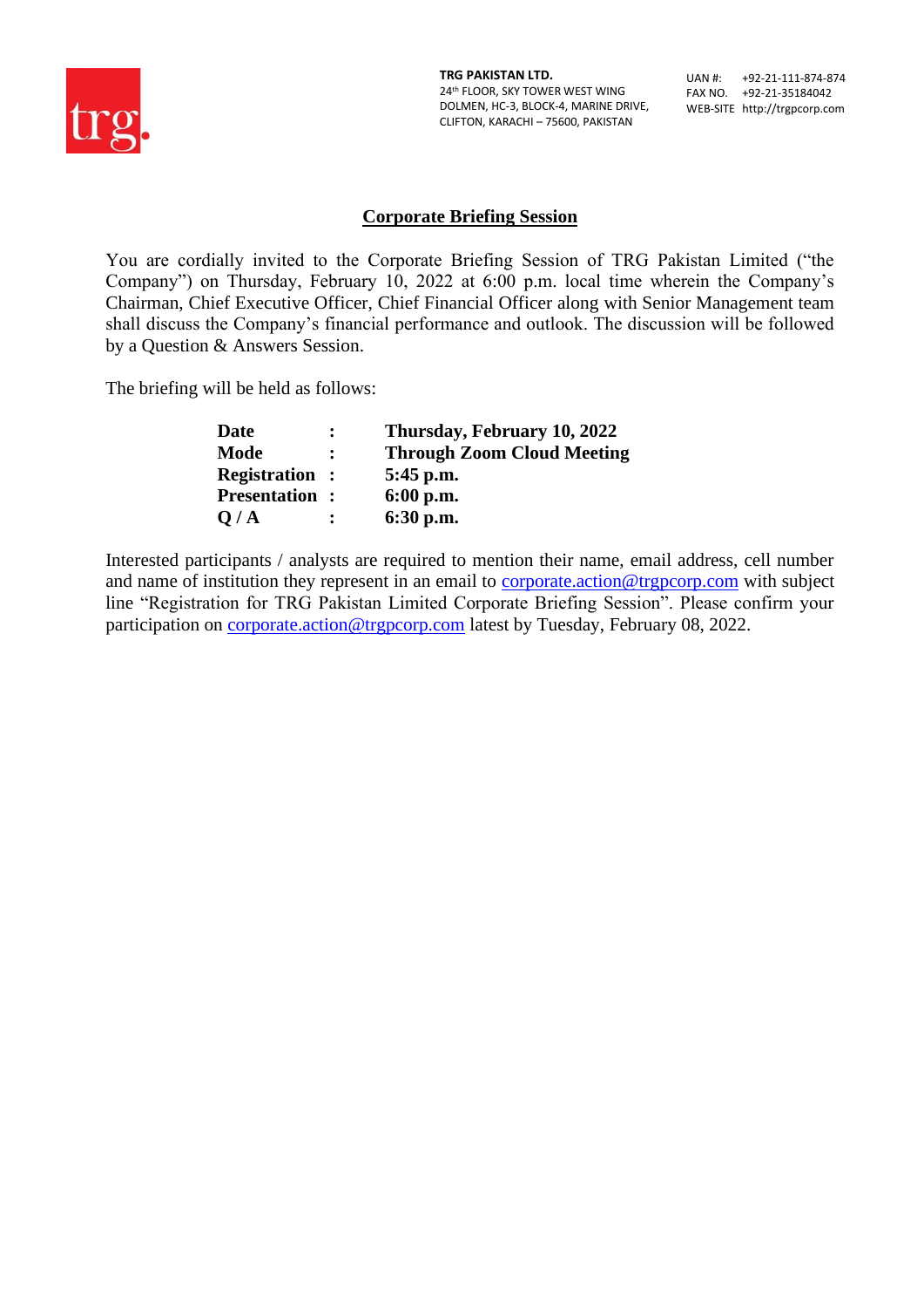**TRG PAKISTAN LTD.**
24th FLOOR, SKY TOWER WEST WING
DOLMEN, HC-3, BLOCK-4, MARINE DRIVE,
CLIFTON, KARACHI – 75600, PAKISTAN

UAN #: +92-21-111-874-874
FAX NO. +92-21-35184042
WEB-SITE http://trgpcorp.com

## Corporate Briefing Session

You are cordially invited to the Corporate Briefing Session of TRG Pakistan Limited ("the Company") on Thursday, February 10, 2022 at 6:00 p.m. local time wherein the Company's Chairman, Chief Executive Officer, Chief Financial Officer along with Senior Management team shall discuss the Company's financial performance and outlook. The discussion will be followed by a Question & Answers Session.

The briefing will be held as follows:

| | | |
|---|---|---|
| **Date** | **:** | **Thursday, February 10, 2022** |
| **Mode** | **:** | **Through Zoom Cloud Meeting** |
| **Registration** | **:** | **5:45 p.m.** |
| **Presentation** | **:** | **6:00 p.m.** |
| **Q / A** | **:** | **6:30 p.m.** |

Interested participants / analysts are required to mention their name, email address, cell number and name of institution they represent in an email to corporate.action@trgpcorp.com with subject line "Registration for TRG Pakistan Limited Corporate Briefing Session". Please confirm your participation on corporate.action@trgpcorp.com latest by Tuesday, February 08, 2022.